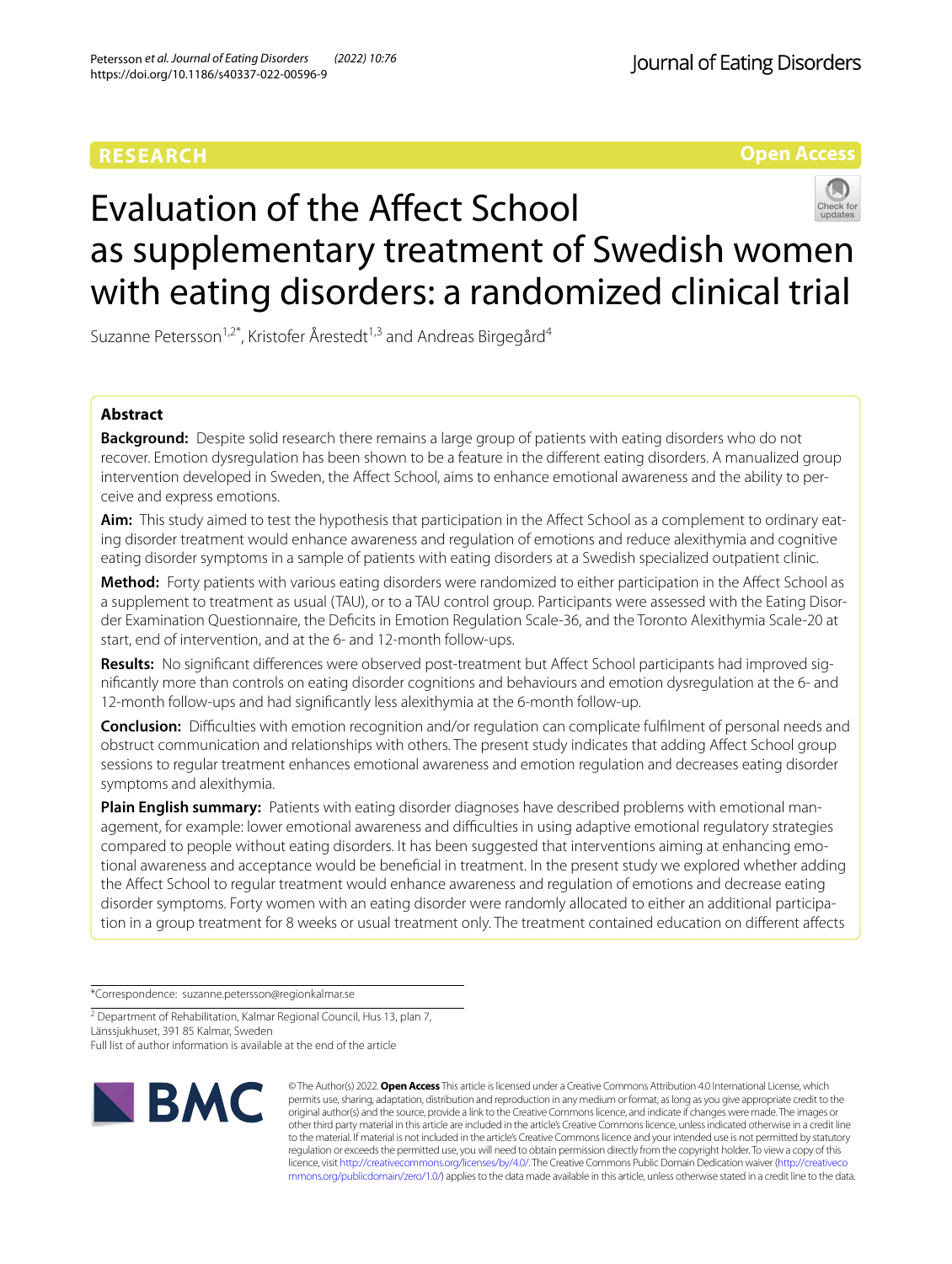RESEARCH

Open Access

# Evaluation of the Affect School as supplementary treatment of Swedish women with eating disorders: a randomized clinical trial

Suzanne Petersson[1,2*], Kristofer Årestedt[1,3] and Andreas Birgegård[4]

## Abstract

**Background:** Despite solid research there remains a large group of patients with eating disorders who do not recover. Emotion dysregulation has been shown to be a feature in the different eating disorders. A manualized group intervention developed in Sweden, the Affect School, aims to enhance emotional awareness and the ability to perceive and express emotions.

**Aim:** This study aimed to test the hypothesis that participation in the Affect School as a complement to ordinary eating disorder treatment would enhance awareness and regulation of emotions and reduce alexithymia and cognitive eating disorder symptoms in a sample of patients with eating disorders at a Swedish specialized outpatient clinic.

**Method:** Forty patients with various eating disorders were randomized to either participation in the Affect School as a supplement to treatment as usual (TAU), or to a TAU control group. Participants were assessed with the Eating Disorder Examination Questionnaire, the Deficits in Emotion Regulation Scale-36, and the Toronto Alexithymia Scale-20 at start, end of intervention, and at the 6- and 12-month follow-ups.

**Results:** No significant differences were observed post-treatment but Affect School participants had improved significantly more than controls on eating disorder cognitions and behaviours and emotion dysregulation at the 6- and 12-month follow-ups and had significantly less alexithymia at the 6-month follow-up.

**Conclusion:** Difficulties with emotion recognition and/or regulation can complicate fulfilment of personal needs and obstruct communication and relationships with others. The present study indicates that adding Affect School group sessions to regular treatment enhances emotional awareness and emotion regulation and decreases eating disorder symptoms and alexithymia.

**Plain English summary:** Patients with eating disorder diagnoses have described problems with emotional management, for example: lower emotional awareness and difficulties in using adaptive emotional regulatory strategies compared to people without eating disorders. It has been suggested that interventions aiming at enhancing emotional awareness and acceptance would be beneficial in treatment. In the present study we explored whether adding the Affect School to regular treatment would enhance awareness and regulation of emotions and decrease eating disorder symptoms. Forty women with an eating disorder were randomly allocated to either an additional participation in a group treatment for 8 weeks or usual treatment only. The treatment contained education on different affects

*Correspondence: suzanne.petersson@regionkalmar.se

[2] Department of Rehabilitation, Kalmar Regional Council, Hus 13, plan 7, Länssjukhuset, 391 85 Kalmar, Sweden

Full list of author information is available at the end of the article

© The Author(s) 2022. **Open Access** This article is licensed under a Creative Commons Attribution 4.0 International License, which permits use, sharing, adaptation, distribution and reproduction in any medium or format, as long as you give appropriate credit to the original author(s) and the source, provide a link to the Creative Commons licence, and indicate if changes were made. The images or other third party material in this article are included in the article's Creative Commons licence, unless indicated otherwise in a credit line to the material. If material is not included in the article's Creative Commons licence and your intended use is not permitted by statutory regulation or exceeds the permitted use, you will need to obtain permission directly from the copyright holder. To view a copy of this licence, visit http://creativecommons.org/licenses/by/4.0/. The Creative Commons Public Domain Dedication waiver (http://creativecommons.org/publicdomain/zero/1.0/) applies to the data made available in this article, unless otherwise stated in a credit line to the data.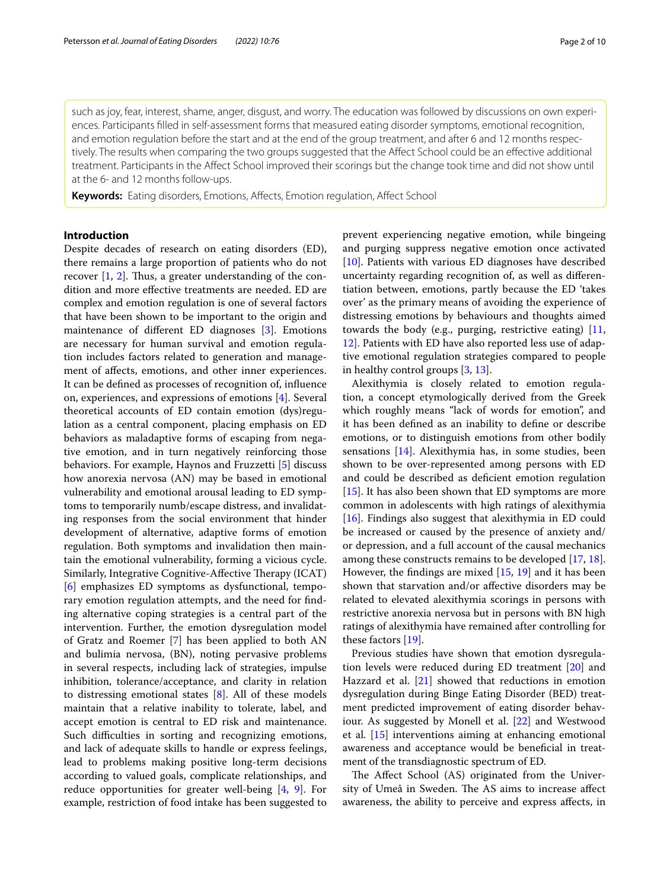such as joy, fear, interest, shame, anger, disgust, and worry. The education was followed by discussions on own experiences. Participants filled in self-assessment forms that measured eating disorder symptoms, emotional recognition, and emotion regulation before the start and at the end of the group treatment, and after 6 and 12 months respectively. The results when comparing the two groups suggested that the Affect School could be an effective additional treatment. Participants in the Affect School improved their scorings but the change took time and did not show until at the 6- and 12 months follow-ups.

**Keywords:** Eating disorders, Emotions, Affects, Emotion regulation, Affect School

## Introduction

Despite decades of research on eating disorders (ED), there remains a large proportion of patients who do not recover [1, 2]. Thus, a greater understanding of the condition and more effective treatments are needed. ED are complex and emotion regulation is one of several factors that have been shown to be important to the origin and maintenance of different ED diagnoses [3]. Emotions are necessary for human survival and emotion regulation includes factors related to generation and management of affects, emotions, and other inner experiences. It can be defined as processes of recognition of, influence on, experiences, and expressions of emotions [4]. Several theoretical accounts of ED contain emotion (dys)regulation as a central component, placing emphasis on ED behaviors as maladaptive forms of escaping from negative emotion, and in turn negatively reinforcing those behaviors. For example, Haynos and Fruzzetti [5] discuss how anorexia nervosa (AN) may be based in emotional vulnerability and emotional arousal leading to ED symptoms to temporarily numb/escape distress, and invalidating responses from the social environment that hinder development of alternative, adaptive forms of emotion regulation. Both symptoms and invalidation then maintain the emotional vulnerability, forming a vicious cycle. Similarly, Integrative Cognitive-Affective Therapy (ICAT) [6] emphasizes ED symptoms as dysfunctional, temporary emotion regulation attempts, and the need for finding alternative coping strategies is a central part of the intervention. Further, the emotion dysregulation model of Gratz and Roemer [7] has been applied to both AN and bulimia nervosa, (BN), noting pervasive problems in several respects, including lack of strategies, impulse inhibition, tolerance/acceptance, and clarity in relation to distressing emotional states [8]. All of these models maintain that a relative inability to tolerate, label, and accept emotion is central to ED risk and maintenance. Such difficulties in sorting and recognizing emotions, and lack of adequate skills to handle or express feelings, lead to problems making positive long-term decisions according to valued goals, complicate relationships, and reduce opportunities for greater well-being [4, 9]. For example, restriction of food intake has been suggested to prevent experiencing negative emotion, while bingeing and purging suppress negative emotion once activated [10]. Patients with various ED diagnoses have described uncertainty regarding recognition of, as well as differentiation between, emotions, partly because the ED 'takes over' as the primary means of avoiding the experience of distressing emotions by behaviours and thoughts aimed towards the body (e.g., purging, restrictive eating) [11, 12]. Patients with ED have also reported less use of adaptive emotional regulation strategies compared to people in healthy control groups [3, 13].

Alexithymia is closely related to emotion regulation, a concept etymologically derived from the Greek which roughly means "lack of words for emotion", and it has been defined as an inability to define or describe emotions, or to distinguish emotions from other bodily sensations [14]. Alexithymia has, in some studies, been shown to be over-represented among persons with ED and could be described as deficient emotion regulation [15]. It has also been shown that ED symptoms are more common in adolescents with high ratings of alexithymia [16]. Findings also suggest that alexithymia in ED could be increased or caused by the presence of anxiety and/or depression, and a full account of the causal mechanics among these constructs remains to be developed [17, 18]. However, the findings are mixed [15, 19] and it has been shown that starvation and/or affective disorders may be related to elevated alexithymia scorings in persons with restrictive anorexia nervosa but in persons with BN high ratings of alexithymia have remained after controlling for these factors [19].

Previous studies have shown that emotion dysregulation levels were reduced during ED treatment [20] and Hazzard et al. [21] showed that reductions in emotion dysregulation during Binge Eating Disorder (BED) treatment predicted improvement of eating disorder behaviour. As suggested by Monell et al. [22] and Westwood et al. [15] interventions aiming at enhancing emotional awareness and acceptance would be beneficial in treatment of the transdiagnostic spectrum of ED.

The Affect School (AS) originated from the University of Umeå in Sweden. The AS aims to increase affect awareness, the ability to perceive and express affects, in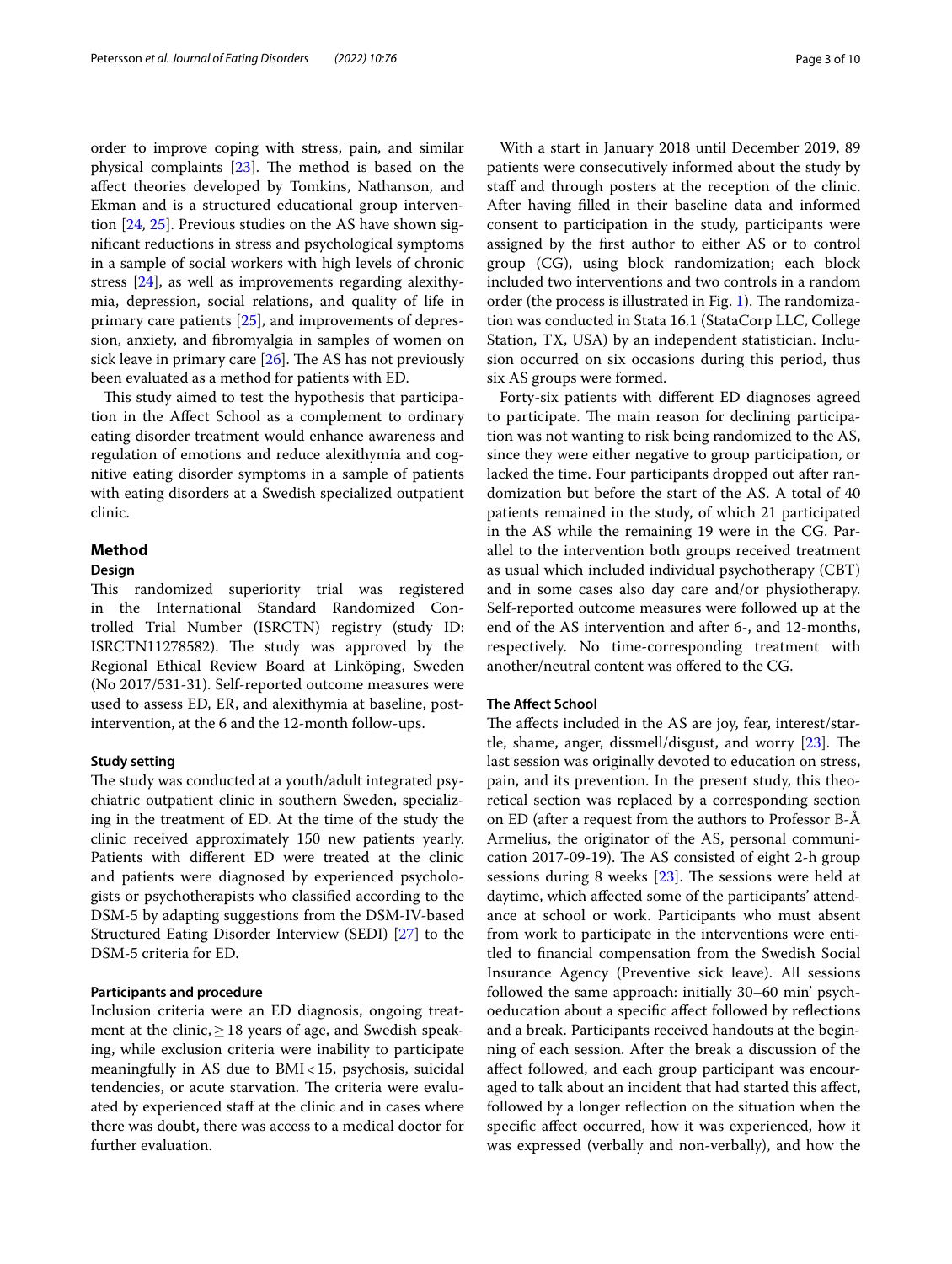order to improve coping with stress, pain, and similar physical complaints [23]. The method is based on the affect theories developed by Tomkins, Nathanson, and Ekman and is a structured educational group intervention [24, 25]. Previous studies on the AS have shown significant reductions in stress and psychological symptoms in a sample of social workers with high levels of chronic stress [24], as well as improvements regarding alexithymia, depression, social relations, and quality of life in primary care patients [25], and improvements of depression, anxiety, and fibromyalgia in samples of women on sick leave in primary care [26]. The AS has not previously been evaluated as a method for patients with ED.

This study aimed to test the hypothesis that participation in the Affect School as a complement to ordinary eating disorder treatment would enhance awareness and regulation of emotions and reduce alexithymia and cognitive eating disorder symptoms in a sample of patients with eating disorders at a Swedish specialized outpatient clinic.

## Method

### Design

This randomized superiority trial was registered in the International Standard Randomized Controlled Trial Number (ISRCTN) registry (study ID: ISRCTN11278582). The study was approved by the Regional Ethical Review Board at Linköping, Sweden (No 2017/531-31). Self-reported outcome measures were used to assess ED, ER, and alexithymia at baseline, post-intervention, at the 6 and the 12-month follow-ups.

### Study setting

The study was conducted at a youth/adult integrated psychiatric outpatient clinic in southern Sweden, specializing in the treatment of ED. At the time of the study the clinic received approximately 150 new patients yearly. Patients with different ED were treated at the clinic and patients were diagnosed by experienced psychologists or psychotherapists who classified according to the DSM-5 by adapting suggestions from the DSM-IV-based Structured Eating Disorder Interview (SEDI) [27] to the DSM-5 criteria for ED.

### Participants and procedure

Inclusion criteria were an ED diagnosis, ongoing treatment at the clinic, ≥ 18 years of age, and Swedish speaking, while exclusion criteria were inability to participate meaningfully in AS due to BMI < 15, psychosis, suicidal tendencies, or acute starvation. The criteria were evaluated by experienced staff at the clinic and in cases where there was doubt, there was access to a medical doctor for further evaluation.

With a start in January 2018 until December 2019, 89 patients were consecutively informed about the study by staff and through posters at the reception of the clinic. After having filled in their baseline data and informed consent to participation in the study, participants were assigned by the first author to either AS or to control group (CG), using block randomization; each block included two interventions and two controls in a random order (the process is illustrated in Fig. 1). The randomization was conducted in Stata 16.1 (StataCorp LLC, College Station, TX, USA) by an independent statistician. Inclusion occurred on six occasions during this period, thus six AS groups were formed.

Forty-six patients with different ED diagnoses agreed to participate. The main reason for declining participation was not wanting to risk being randomized to the AS, since they were either negative to group participation, or lacked the time. Four participants dropped out after randomization but before the start of the AS. A total of 40 patients remained in the study, of which 21 participated in the AS while the remaining 19 were in the CG. Parallel to the intervention both groups received treatment as usual which included individual psychotherapy (CBT) and in some cases also day care and/or physiotherapy. Self-reported outcome measures were followed up at the end of the AS intervention and after 6-, and 12-months, respectively. No time-corresponding treatment with another/neutral content was offered to the CG.

### The Affect School

The affects included in the AS are joy, fear, interest/startle, shame, anger, dissmell/disgust, and worry [23]. The last session was originally devoted to education on stress, pain, and its prevention. In the present study, this theoretical section was replaced by a corresponding section on ED (after a request from the authors to Professor B-Å Armelius, the originator of the AS, personal communication 2017-09-19). The AS consisted of eight 2-h group sessions during 8 weeks [23]. The sessions were held at daytime, which affected some of the participants' attendance at school or work. Participants who must absent from work to participate in the interventions were entitled to financial compensation from the Swedish Social Insurance Agency (Preventive sick leave). All sessions followed the same approach: initially 30–60 min' psychoeducation about a specific affect followed by reflections and a break. Participants received handouts at the beginning of each session. After the break a discussion of the affect followed, and each group participant was encouraged to talk about an incident that had started this affect, followed by a longer reflection on the situation when the specific affect occurred, how it was experienced, how it was expressed (verbally and non-verbally), and how the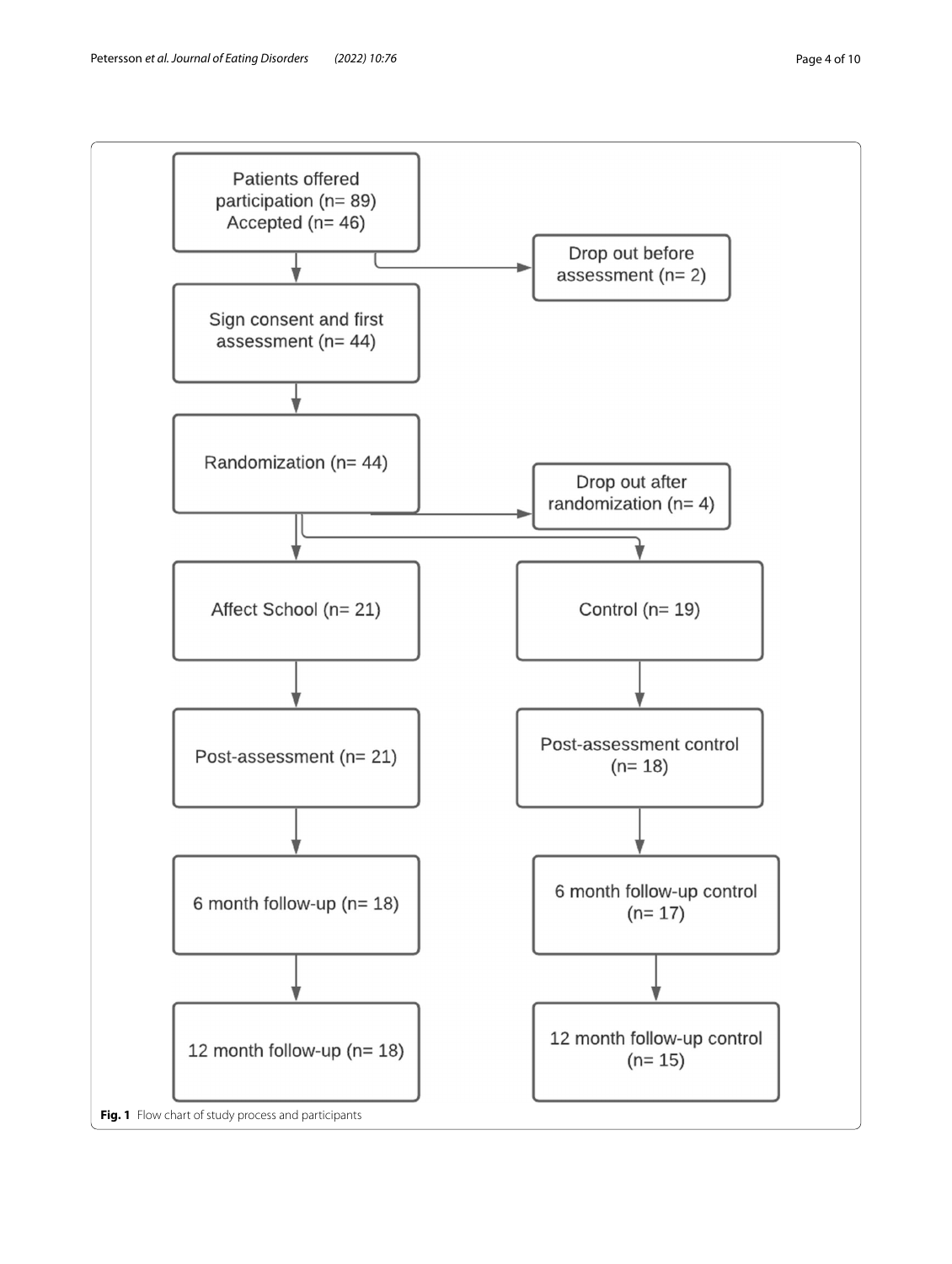Patients offered participation (n= 89)
Accepted (n= 46)

Drop out before assessment (n= 2)

Sign consent and first assessment (n= 44)

Randomization (n= 44)

Drop out after randomization (n= 4)

Affect School (n= 21)

Control (n= 19)

Post-assessment (n= 21)

Post-assessment control (n= 18)

6 month follow-up (n= 18)

6 month follow-up control (n= 17)

12 month follow-up (n= 18)

12 month follow-up control (n= 15)

**Fig. 1** Flow chart of study process and participants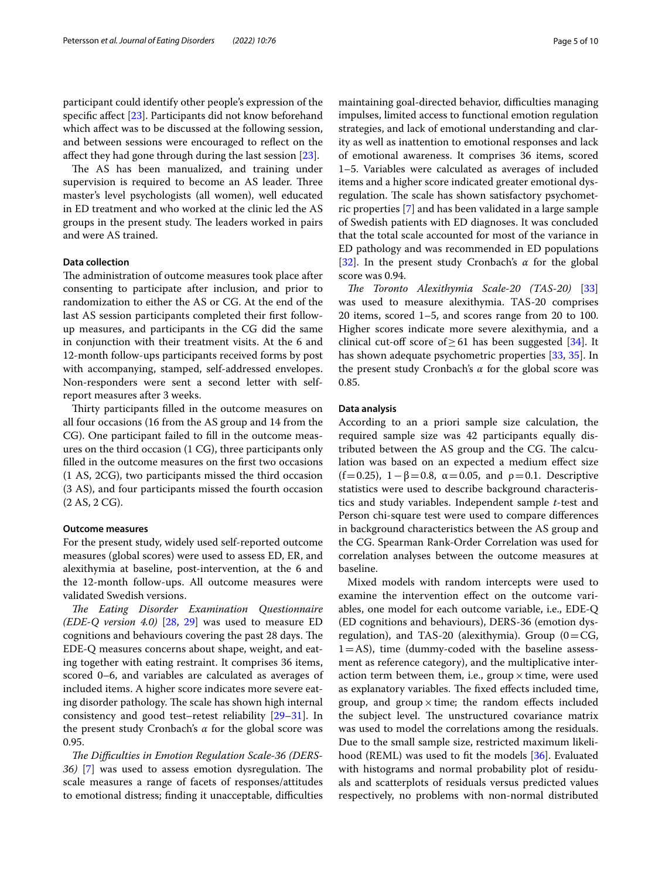participant could identify other people's expression of the specific affect [23]. Participants did not know beforehand which affect was to be discussed at the following session, and between sessions were encouraged to reflect on the affect they had gone through during the last session [23].

The AS has been manualized, and training under supervision is required to become an AS leader. Three master's level psychologists (all women), well educated in ED treatment and who worked at the clinic led the AS groups in the present study. The leaders worked in pairs and were AS trained.

#### Data collection

The administration of outcome measures took place after consenting to participate after inclusion, and prior to randomization to either the AS or CG. At the end of the last AS session participants completed their first follow-up measures, and participants in the CG did the same in conjunction with their treatment visits. At the 6 and 12-month follow-ups participants received forms by post with accompanying, stamped, self-addressed envelopes. Non-responders were sent a second letter with self-report measures after 3 weeks.

Thirty participants filled in the outcome measures on all four occasions (16 from the AS group and 14 from the CG). One participant failed to fill in the outcome measures on the third occasion (1 CG), three participants only filled in the outcome measures on the first two occasions (1 AS, 2CG), two participants missed the third occasion (3 AS), and four participants missed the fourth occasion (2 AS, 2 CG).

#### Outcome measures

For the present study, widely used self-reported outcome measures (global scores) were used to assess ED, ER, and alexithymia at baseline, post-intervention, at the 6 and the 12-month follow-ups. All outcome measures were validated Swedish versions.

*The Eating Disorder Examination Questionnaire (EDE-Q version 4.0)* [28, 29] was used to measure ED cognitions and behaviours covering the past 28 days. The EDE-Q measures concerns about shape, weight, and eating together with eating restraint. It comprises 36 items, scored 0–6, and variables are calculated as averages of included items. A higher score indicates more severe eating disorder pathology. The scale has shown high internal consistency and good test–retest reliability [29–31]. In the present study Cronbach's $\alpha$ for the global score was 0.95.

*The Difficulties in Emotion Regulation Scale-36 (DERS-36)* [7] was used to assess emotion dysregulation. The scale measures a range of facets of responses/attitudes to emotional distress; finding it unacceptable, difficulties maintaining goal-directed behavior, difficulties managing impulses, limited access to functional emotion regulation strategies, and lack of emotional understanding and clarity as well as inattention to emotional responses and lack of emotional awareness. It comprises 36 items, scored 1–5. Variables were calculated as averages of included items and a higher score indicated greater emotional dysregulation. The scale has shown satisfactory psychometric properties [7] and has been validated in a large sample of Swedish patients with ED diagnoses. It was concluded that the total scale accounted for most of the variance in ED pathology and was recommended in ED populations [32]. In the present study Cronbach's $\alpha$ for the global score was 0.94.

*The Toronto Alexithymia Scale-20 (TAS-20)* [33] was used to measure alexithymia. TAS-20 comprises 20 items, scored 1–5, and scores range from 20 to 100. Higher scores indicate more severe alexithymia, and a clinical cut-off score of $\geq 61$ has been suggested [34]. It has shown adequate psychometric properties [33, 35]. In the present study Cronbach's $\alpha$ for the global score was 0.85.

#### Data analysis

According to an a priori sample size calculation, the required sample size was 42 participants equally distributed between the AS group and the CG. The calculation was based on an expected a medium effect size ($f=0.25$), $1-\beta=0.8$, $\alpha=0.05$, and $\rho=0.1$. Descriptive statistics were used to describe background characteristics and study variables. Independent sample *t*-test and Person chi-square test were used to compare differences in background characteristics between the AS group and the CG. Spearman Rank-Order Correlation was used for correlation analyses between the outcome measures at baseline.

Mixed models with random intercepts were used to examine the intervention effect on the outcome variables, one model for each outcome variable, i.e., EDE-Q (ED cognitions and behaviours), DERS-36 (emotion dysregulation), and TAS-20 (alexithymia). Group ($0=$CG, $1=$AS), time (dummy-coded with the baseline assessment as reference category), and the multiplicative interaction term between them, i.e., group $\times$ time, were used as explanatory variables. The fixed effects included time, group, and group $\times$ time; the random effects included the subject level. The unstructured covariance matrix was used to model the correlations among the residuals. Due to the small sample size, restricted maximum likelihood (REML) was used to fit the models [36]. Evaluated with histograms and normal probability plot of residuals and scatterplots of residuals versus predicted values respectively, no problems with non-normal distributed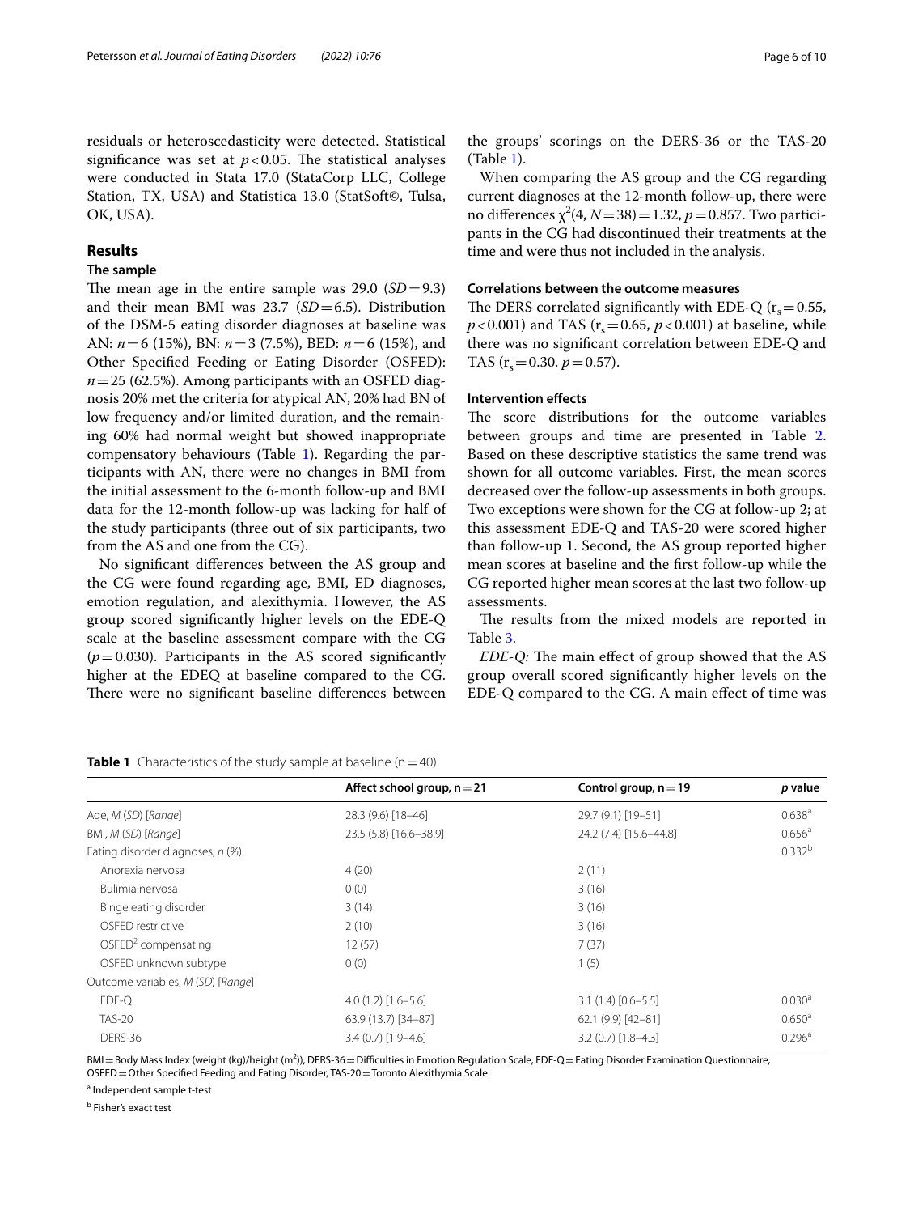residuals or heteroscedasticity were detected. Statistical significance was set at $p<0.05$. The statistical analyses were conducted in Stata 17.0 (StataCorp LLC, College Station, TX, USA) and Statistica 13.0 (StatSoft©, Tulsa, OK, USA).

## Results

### The sample

The mean age in the entire sample was 29.0 ($SD=9.3$) and their mean BMI was 23.7 ($SD=6.5$). Distribution of the DSM-5 eating disorder diagnoses at baseline was AN: $n=6$ (15%), BN: $n=3$ (7.5%), BED: $n=6$ (15%), and Other Specified Feeding or Eating Disorder (OSFED): $n=25$ (62.5%). Among participants with an OSFED diagnosis 20% met the criteria for atypical AN, 20% had BN of low frequency and/or limited duration, and the remaining 60% had normal weight but showed inappropriate compensatory behaviours (Table 1). Regarding the participants with AN, there were no changes in BMI from the initial assessment to the 6-month follow-up and BMI data for the 12-month follow-up was lacking for half of the study participants (three out of six participants, two from the AS and one from the CG).

No significant differences between the AS group and the CG were found regarding age, BMI, ED diagnoses, emotion regulation, and alexithymia. However, the AS group scored significantly higher levels on the EDE-Q scale at the baseline assessment compare with the CG ($p=0.030$). Participants in the AS scored significantly higher at the EDEQ at baseline compared to the CG. There were no significant baseline differences between the groups' scorings on the DERS-36 or the TAS-20 (Table 1).

When comparing the AS group and the CG regarding current diagnoses at the 12-month follow-up, there were no differences $\chi^2(4, N=38)=1.32$, $p=0.857$. Two participants in the CG had discontinued their treatments at the time and were thus not included in the analysis.

### Correlations between the outcome measures

The DERS correlated significantly with EDE-Q ($r_s=0.55$, $p<0.001$) and TAS ($r_s=0.65$, $p<0.001$) at baseline, while there was no significant correlation between EDE-Q and TAS ($r_s=0.30$. $p=0.57$).

### Intervention effects

The score distributions for the outcome variables between groups and time are presented in Table 2. Based on these descriptive statistics the same trend was shown for all outcome variables. First, the mean scores decreased over the follow-up assessments in both groups. Two exceptions were shown for the CG at follow-up 2; at this assessment EDE-Q and TAS-20 were scored higher than follow-up 1. Second, the AS group reported higher mean scores at baseline and the first follow-up while the CG reported higher mean scores at the last two follow-up assessments.

The results from the mixed models are reported in Table 3.

*EDE-Q:* The main effect of group showed that the AS group overall scored significantly higher levels on the EDE-Q compared to the CG. A main effect of time was

**Table 1** Characteristics of the study sample at baseline (n = 40)

| | Affect school group, n = 21 | Control group, n = 19 | *p* value |
|---|---|---|---|
| Age, *M* (*SD*) [*Range*] | 28.3 (9.6) [18–46] | 29.7 (9.1) [19–51] | 0.638[a] |
| BMI, *M* (*SD*) [*Range*] | 23.5 (5.8) [16.6–38.9] | 24.2 (7.4) [15.6–44.8] | 0.656[a] |
| Eating disorder diagnoses, *n* (%) | | | 0.332[b] |
| Anorexia nervosa | 4 (20) | 2 (11) | |
| Bulimia nervosa | 0 (0) | 3 (16) | |
| Binge eating disorder | 3 (14) | 3 (16) | |
| OSFED restrictive | 2 (10) | 3 (16) | |
| OSFED[2] compensating | 12 (57) | 7 (37) | |
| OSFED unknown subtype | 0 (0) | 1 (5) | |
| Outcome variables, *M* (*SD*) [*Range*] | | | |
| EDE-Q | 4.0 (1.2) [1.6–5.6] | 3.1 (1.4) [0.6–5.5] | 0.030[a] |
| TAS-20 | 63.9 (13.7) [34–87] | 62.1 (9.9) [42–81] | 0.650[a] |
| DERS-36 | 3.4 (0.7) [1.9–4.6] | 3.2 (0.7) [1.8–4.3] | 0.296[a] |

BMI = Body Mass Index (weight (kg)/height (m$^2$)), DERS-36 = Difficulties in Emotion Regulation Scale, EDE-Q = Eating Disorder Examination Questionnaire, OSFED = Other Specified Feeding and Eating Disorder, TAS-20 = Toronto Alexithymia Scale

[a] Independent sample t-test

[b] Fisher's exact test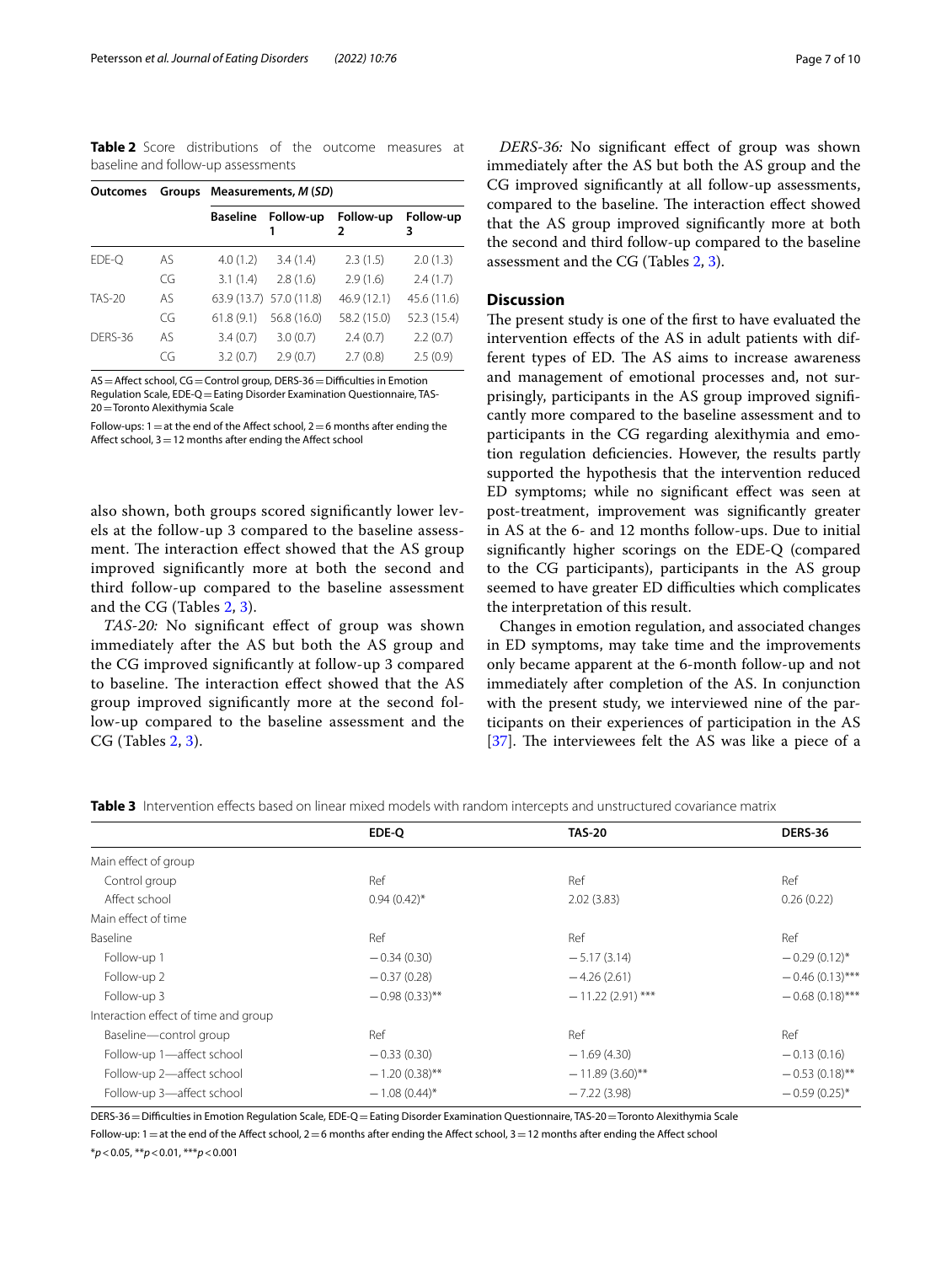**Table 2** Score distributions of the outcome measures at baseline and follow-up assessments

| Outcomes | Groups | Measurements, *M* (*SD*) | | | |
|---|---|---|---|---|---|
| | | Baseline | Follow-up 1 | Follow-up 2 | Follow-up 3 |
| EDE-Q | AS | 4.0 (1.2) | 3.4 (1.4) | 2.3 (1.5) | 2.0 (1.3) |
| | CG | 3.1 (1.4) | 2.8 (1.6) | 2.9 (1.6) | 2.4 (1.7) |
| TAS-20 | AS | 63.9 (13.7) | 57.0 (11.8) | 46.9 (12.1) | 45.6 (11.6) |
| | CG | 61.8 (9.1) | 56.8 (16.0) | 58.2 (15.0) | 52.3 (15.4) |
| DERS-36 | AS | 3.4 (0.7) | 3.0 (0.7) | 2.4 (0.7) | 2.2 (0.7) |
| | CG | 3.2 (0.7) | 2.9 (0.7) | 2.7 (0.8) | 2.5 (0.9) |

AS = Affect school, CG = Control group, DERS-36 = Difficulties in Emotion Regulation Scale, EDE-Q = Eating Disorder Examination Questionnaire, TAS-20 = Toronto Alexithymia Scale

Follow-ups: 1 = at the end of the Affect school, 2 = 6 months after ending the Affect school, 3 = 12 months after ending the Affect school

also shown, both groups scored significantly lower levels at the follow-up 3 compared to the baseline assessment. The interaction effect showed that the AS group improved significantly more at both the second and third follow-up compared to the baseline assessment and the CG (Tables 2, 3).

*TAS-20:* No significant effect of group was shown immediately after the AS but both the AS group and the CG improved significantly at follow-up 3 compared to baseline. The interaction effect showed that the AS group improved significantly more at the second follow-up compared to the baseline assessment and the CG (Tables 2, 3).

*DERS-36:* No significant effect of group was shown immediately after the AS but both the AS group and the CG improved significantly at all follow-up assessments, compared to the baseline. The interaction effect showed that the AS group improved significantly more at both the second and third follow-up compared to the baseline assessment and the CG (Tables 2, 3).

## Discussion

The present study is one of the first to have evaluated the intervention effects of the AS in adult patients with different types of ED. The AS aims to increase awareness and management of emotional processes and, not surprisingly, participants in the AS group improved significantly more compared to the baseline assessment and to participants in the CG regarding alexithymia and emotion regulation deficiencies. However, the results partly supported the hypothesis that the intervention reduced ED symptoms; while no significant effect was seen at post-treatment, improvement was significantly greater in AS at the 6- and 12 months follow-ups. Due to initial significantly higher scorings on the EDE-Q (compared to the CG participants), participants in the AS group seemed to have greater ED difficulties which complicates the interpretation of this result.

Changes in emotion regulation, and associated changes in ED symptoms, may take time and the improvements only became apparent at the 6-month follow-up and not immediately after completion of the AS. In conjunction with the present study, we interviewed nine of the participants on their experiences of participation in the AS [37]. The interviewees felt the AS was like a piece of a

**Table 3** Intervention effects based on linear mixed models with random intercepts and unstructured covariance matrix

| | EDE-Q | TAS-20 | DERS-36 |
|---|---|---|---|
| Main effect of group | | | |
| Control group | Ref | Ref | Ref |
| Affect school | 0.94 (0.42)* | 2.02 (3.83) | 0.26 (0.22) |
| Main effect of time | | | |
| Baseline | Ref | Ref | Ref |
| Follow-up 1 | −0.34 (0.30) | −5.17 (3.14) | −0.29 (0.12)* |
| Follow-up 2 | −0.37 (0.28) | −4.26 (2.61) | −0.46 (0.13)*** |
| Follow-up 3 | −0.98 (0.33)** | −11.22 (2.91) *** | −0.68 (0.18)*** |
| Interaction effect of time and group | | | |
| Baseline—control group | Ref | Ref | Ref |
| Follow-up 1—affect school | −0.33 (0.30) | −1.69 (4.30) | −0.13 (0.16) |
| Follow-up 2—affect school | −1.20 (0.38)** | −11.89 (3.60)** | −0.53 (0.18)** |
| Follow-up 3—affect school | −1.08 (0.44)* | −7.22 (3.98) | −0.59 (0.25)* |

DERS-36 = Difficulties in Emotion Regulation Scale, EDE-Q = Eating Disorder Examination Questionnaire, TAS-20 = Toronto Alexithymia Scale

Follow-up: 1 = at the end of the Affect school, 2 = 6 months after ending the Affect school, 3 = 12 months after ending the Affect school

*$p < 0.05$, **$p < 0.01$, ***$p < 0.001$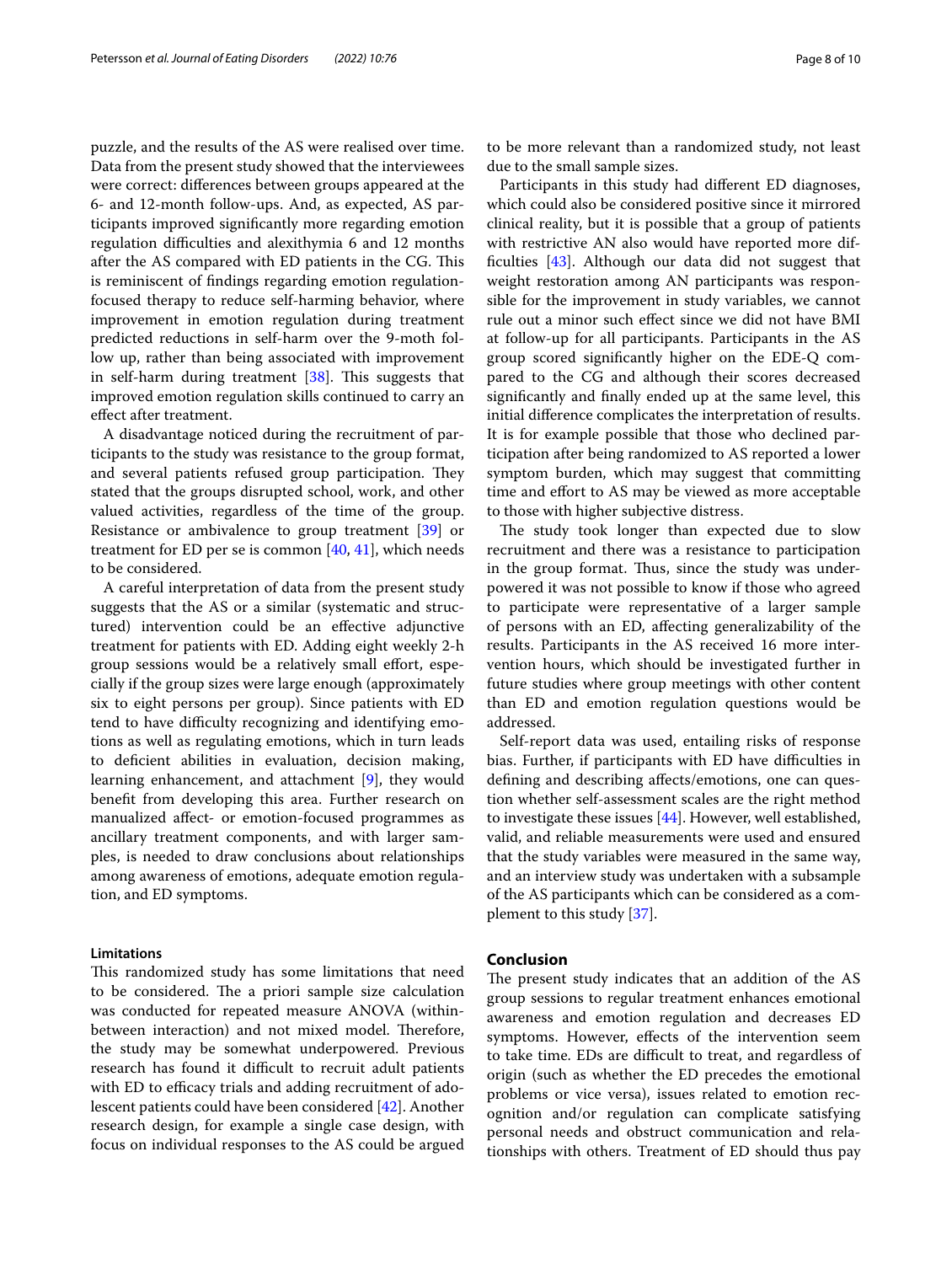puzzle, and the results of the AS were realised over time. Data from the present study showed that the interviewees were correct: differences between groups appeared at the 6- and 12-month follow-ups. And, as expected, AS participants improved significantly more regarding emotion regulation difficulties and alexithymia 6 and 12 months after the AS compared with ED patients in the CG. This is reminiscent of findings regarding emotion regulation-focused therapy to reduce self-harming behavior, where improvement in emotion regulation during treatment predicted reductions in self-harm over the 9-moth follow up, rather than being associated with improvement in self-harm during treatment [38]. This suggests that improved emotion regulation skills continued to carry an effect after treatment.

A disadvantage noticed during the recruitment of participants to the study was resistance to the group format, and several patients refused group participation. They stated that the groups disrupted school, work, and other valued activities, regardless of the time of the group. Resistance or ambivalence to group treatment [39] or treatment for ED per se is common [40, 41], which needs to be considered.

A careful interpretation of data from the present study suggests that the AS or a similar (systematic and structured) intervention could be an effective adjunctive treatment for patients with ED. Adding eight weekly 2-h group sessions would be a relatively small effort, especially if the group sizes were large enough (approximately six to eight persons per group). Since patients with ED tend to have difficulty recognizing and identifying emotions as well as regulating emotions, which in turn leads to deficient abilities in evaluation, decision making, learning enhancement, and attachment [9], they would benefit from developing this area. Further research on manualized affect- or emotion-focused programmes as ancillary treatment components, and with larger samples, is needed to draw conclusions about relationships among awareness of emotions, adequate emotion regulation, and ED symptoms.

#### Limitations

This randomized study has some limitations that need to be considered. The a priori sample size calculation was conducted for repeated measure ANOVA (within-between interaction) and not mixed model. Therefore, the study may be somewhat underpowered. Previous research has found it difficult to recruit adult patients with ED to efficacy trials and adding recruitment of adolescent patients could have been considered [42]. Another research design, for example a single case design, with focus on individual responses to the AS could be argued to be more relevant than a randomized study, not least due to the small sample sizes.

Participants in this study had different ED diagnoses, which could also be considered positive since it mirrored clinical reality, but it is possible that a group of patients with restrictive AN also would have reported more difficulties [43]. Although our data did not suggest that weight restoration among AN participants was responsible for the improvement in study variables, we cannot rule out a minor such effect since we did not have BMI at follow-up for all participants. Participants in the AS group scored significantly higher on the EDE-Q compared to the CG and although their scores decreased significantly and finally ended up at the same level, this initial difference complicates the interpretation of results. It is for example possible that those who declined participation after being randomized to AS reported a lower symptom burden, which may suggest that committing time and effort to AS may be viewed as more acceptable to those with higher subjective distress.

The study took longer than expected due to slow recruitment and there was a resistance to participation in the group format. Thus, since the study was underpowered it was not possible to know if those who agreed to participate were representative of a larger sample of persons with an ED, affecting generalizability of the results. Participants in the AS received 16 more intervention hours, which should be investigated further in future studies where group meetings with other content than ED and emotion regulation questions would be addressed.

Self-report data was used, entailing risks of response bias. Further, if participants with ED have difficulties in defining and describing affects/emotions, one can question whether self-assessment scales are the right method to investigate these issues [44]. However, well established, valid, and reliable measurements were used and ensured that the study variables were measured in the same way, and an interview study was undertaken with a subsample of the AS participants which can be considered as a complement to this study [37].

## Conclusion

The present study indicates that an addition of the AS group sessions to regular treatment enhances emotional awareness and emotion regulation and decreases ED symptoms. However, effects of the intervention seem to take time. EDs are difficult to treat, and regardless of origin (such as whether the ED precedes the emotional problems or vice versa), issues related to emotion recognition and/or regulation can complicate satisfying personal needs and obstruct communication and relationships with others. Treatment of ED should thus pay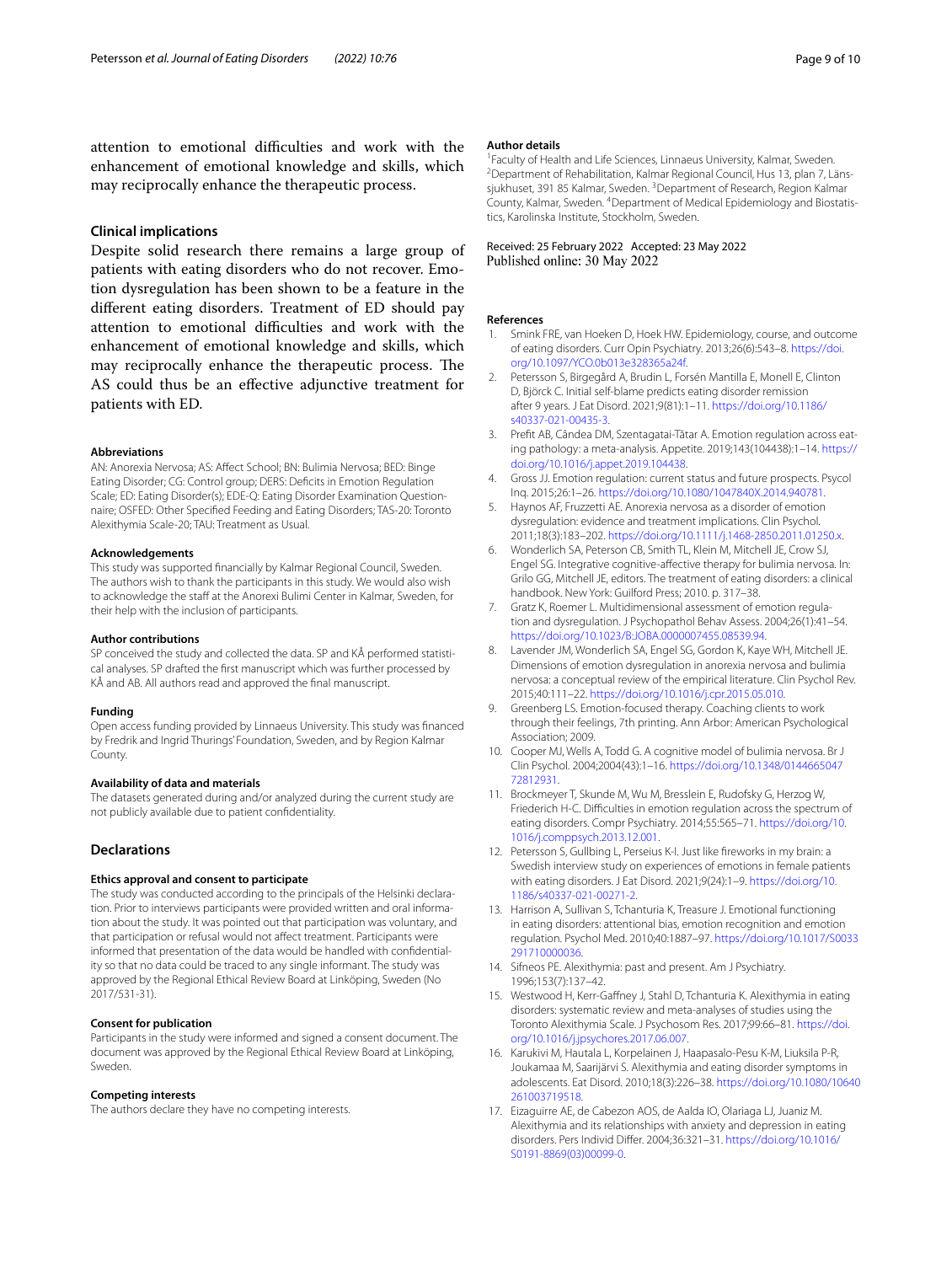attention to emotional difficulties and work with the enhancement of emotional knowledge and skills, which may reciprocally enhance the therapeutic process.

### Clinical implications

Despite solid research there remains a large group of patients with eating disorders who do not recover. Emotion dysregulation has been shown to be a feature in the different eating disorders. Treatment of ED should pay attention to emotional difficulties and work with the enhancement of emotional knowledge and skills, which may reciprocally enhance the therapeutic process. The AS could thus be an effective adjunctive treatment for patients with ED.

#### Abbreviations

AN: Anorexia Nervosa; AS: Affect School; BN: Bulimia Nervosa; BED: Binge Eating Disorder; CG: Control group; DERS: Deficits in Emotion Regulation Scale; ED: Eating Disorder(s); EDE-Q: Eating Disorder Examination Questionnaire; OSFED: Other Specified Feeding and Eating Disorders; TAS-20: Toronto Alexithymia Scale-20; TAU: Treatment as Usual.

#### Acknowledgements

This study was supported financially by Kalmar Regional Council, Sweden. The authors wish to thank the participants in this study. We would also wish to acknowledge the staff at the Anorexi Bulimi Center in Kalmar, Sweden, for their help with the inclusion of participants.

#### Author contributions

SP conceived the study and collected the data. SP and KÅ performed statistical analyses. SP drafted the first manuscript which was further processed by KÅ and AB. All authors read and approved the final manuscript.

#### Funding

Open access funding provided by Linnaeus University. This study was financed by Fredrik and Ingrid Thurings' Foundation, Sweden, and by Region Kalmar County.

#### Availability of data and materials

The datasets generated during and/or analyzed during the current study are not publicly available due to patient confidentiality.

### Declarations

#### Ethics approval and consent to participate

The study was conducted according to the principals of the Helsinki declaration. Prior to interviews participants were provided written and oral information about the study. It was pointed out that participation was voluntary, and that participation or refusal would not affect treatment. Participants were informed that presentation of the data would be handled with confidentiality so that no data could be traced to any single informant. The study was approved by the Regional Ethical Review Board at Linköping, Sweden (No 2017/531-31).

#### Consent for publication

Participants in the study were informed and signed a consent document. The document was approved by the Regional Ethical Review Board at Linköping, Sweden.

#### Competing interests

The authors declare they have no competing interests.

#### Author details

[1]Faculty of Health and Life Sciences, Linnaeus University, Kalmar, Sweden. [2]Department of Rehabilitation, Kalmar Regional Council, Hus 13, plan 7, Länssjukhuset, 391 85 Kalmar, Sweden. [3]Department of Research, Region Kalmar County, Kalmar, Sweden. [4]Department of Medical Epidemiology and Biostatistics, Karolinska Institute, Stockholm, Sweden.

Received: 25 February 2022 Accepted: 23 May 2022
Published online: 30 May 2022

#### References

1. Smink FRE, van Hoeken D, Hoek HW. Epidemiology, course, and outcome of eating disorders. Curr Opin Psychiatry. 2013;26(6):543–8. https://doi.org/10.1097/YCO.0b013e328365a24f.
2. Petersson S, Birgegård A, Brudin L, Forsén Mantilla E, Monell E, Clinton D, Björck C. Initial self-blame predicts eating disorder remission after 9 years. J Eat Disord. 2021;9(81):1–11. https://doi.org/10.1186/s40337-021-00435-3.
3. Prefit AB, Cândea DM, Szentagatai-Tătar A. Emotion regulation across eating pathology: a meta-analysis. Appetite. 2019;143(104438):1–14. https://doi.org/10.1016/j.appet.2019.104438.
4. Gross JJ. Emotion regulation: current status and future prospects. Psycol Inq. 2015;26:1–26. https://doi.org/10.1080/1047840X.2014.940781.
5. Haynos AF, Fruzzetti AE. Anorexia nervosa as a disorder of emotion dysregulation: evidence and treatment implications. Clin Psychol. 2011;18(3):183–202. https://doi.org/10.1111/j.1468-2850.2011.01250.x.
6. Wonderlich SA, Peterson CB, Smith TL, Klein M, Mitchell JE, Crow SJ, Engel SG. Integrative cognitive-affective therapy for bulimia nervosa. In: Grilo GG, Mitchell JE, editors. The treatment of eating disorders: a clinical handbook. New York: Guilford Press; 2010. p. 317–38.
7. Gratz K, Roemer L. Multidimensional assessment of emotion regulation and dysregulation. J Psychopathol Behav Assess. 2004;26(1):41–54. https://doi.org/10.1023/B:JOBA.0000007455.08539.94.
8. Lavender JM, Wonderlich SA, Engel SG, Gordon K, Kaye WH, Mitchell JE. Dimensions of emotion dysregulation in anorexia nervosa and bulimia nervosa: a conceptual review of the empirical literature. Clin Psychol Rev. 2015;40:111–22. https://doi.org/10.1016/j.cpr.2015.05.010.
9. Greenberg LS. Emotion-focused therapy. Coaching clients to work through their feelings, 7th printing. Ann Arbor: American Psychological Association; 2009.
10. Cooper MJ, Wells A, Todd G. A cognitive model of bulimia nervosa. Br J Clin Psychol. 2004;2004(43):1–16. https://doi.org/10.1348/014466504772812931.
11. Brockmeyer T, Skunde M, Wu M, Bresslein E, Rudofsky G, Herzog W, Friederich H-C. Difficulties in emotion regulation across the spectrum of eating disorders. Compr Psychiatry. 2014;55:565–71. https://doi.org/10.1016/j.comppsych.2013.12.001.
12. Petersson S, Gullbing L, Perseius K-I. Just like fireworks in my brain: a Swedish interview study on experiences of emotions in female patients with eating disorders. J Eat Disord. 2021;9(24):1–9. https://doi.org/10.1186/s40337-021-00271-2.
13. Harrison A, Sullivan S, Tchanturia K, Treasure J. Emotional functioning in eating disorders: attentional bias, emotion recognition and emotion regulation. Psychol Med. 2010;40:1887–97. https://doi.org/10.1017/S0033291710000036.
14. Sifneos PE. Alexithymia: past and present. Am J Psychiatry. 1996;153(7):137–42.
15. Westwood H, Kerr-Gaffney J, Stahl D, Tchanturia K. Alexithymia in eating disorders: systematic review and meta-analyses of studies using the Toronto Alexithymia Scale. J Psychosom Res. 2017;99:66–81. https://doi.org/10.1016/j.jpsychores.2017.06.007.
16. Karukivi M, Hautala L, Korpelainen J, Haapasalo-Pesu K-M, Liuksila P-R, Joukamaa M, Saarijärvi S. Alexithymia and eating disorder symptoms in adolescents. Eat Disord. 2010;18(3):226–38. https://doi.org/10.1080/10640261003719518.
17. Eizaguirre AE, de Cabezon AOS, de Aalda IO, Olariaga LJ, Juaniz M. Alexithymia and its relationships with anxiety and depression in eating disorders. Pers Individ Differ. 2004;36:321–31. https://doi.org/10.1016/S0191-8869(03)00099-0.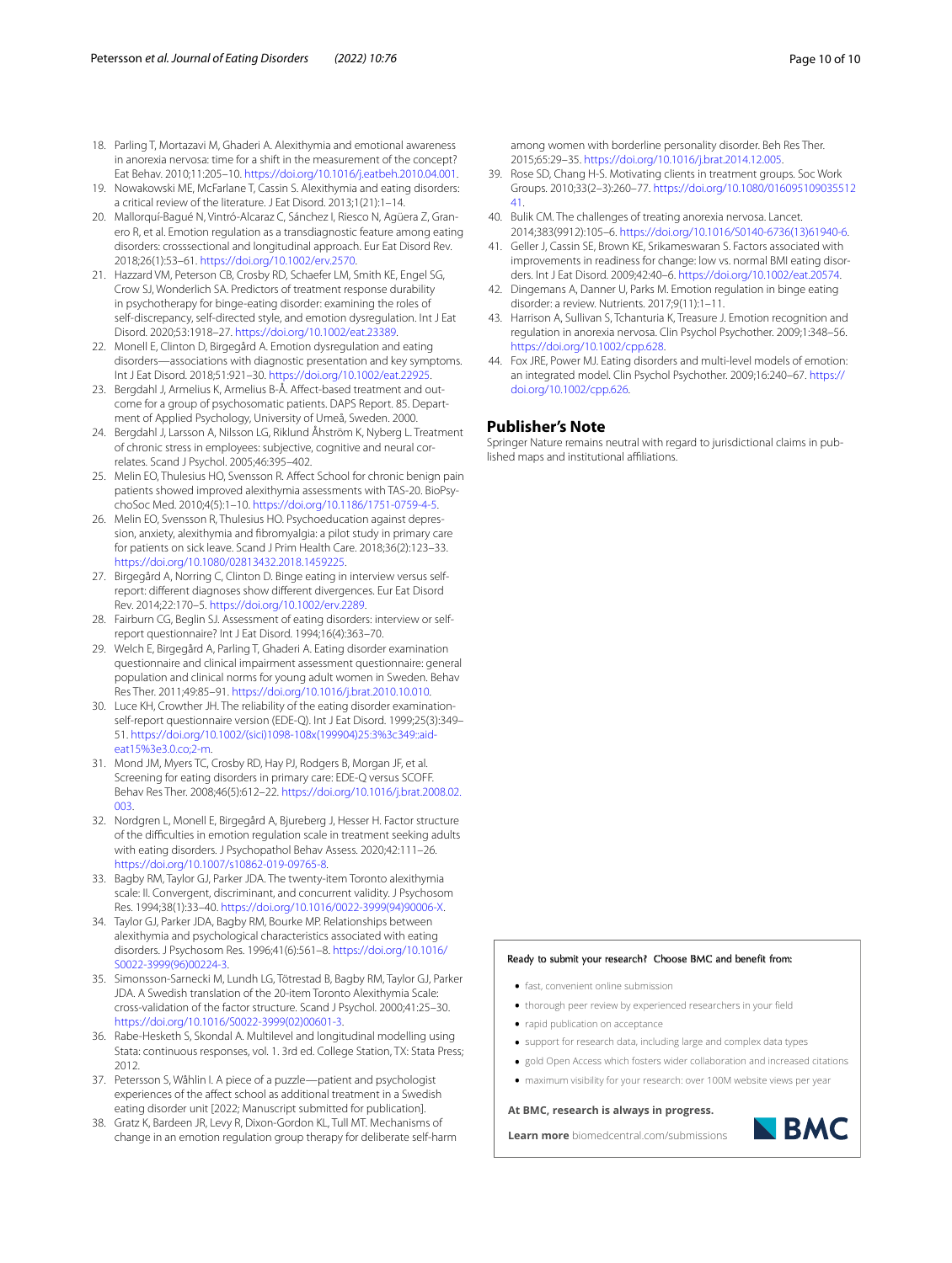18. Parling T, Mortazavi M, Ghaderi A. Alexithymia and emotional awareness in anorexia nervosa: time for a shift in the measurement of the concept? Eat Behav. 2010;11:205–10. https://doi.org/10.1016/j.eatbeh.2010.04.001.
19. Nowakowski ME, McFarlane T, Cassin S. Alexithymia and eating disorders: a critical review of the literature. J Eat Disord. 2013;1(21):1–14.
20. Mallorquí-Bagué N, Vintró-Alcaraz C, Sánchez I, Riesco N, Agüera Z, Granero R, et al. Emotion regulation as a transdiagnostic feature among eating disorders: crosssectional and longitudinal approach. Eur Eat Disord Rev. 2018;26(1):53–61. https://doi.org/10.1002/erv.2570.
21. Hazzard VM, Peterson CB, Crosby RD, Schaefer LM, Smith KE, Engel SG, Crow SJ, Wonderlich SA. Predictors of treatment response durability in psychotherapy for binge-eating disorder: examining the roles of self-discrepancy, self-directed style, and emotion dysregulation. Int J Eat Disord. 2020;53:1918–27. https://doi.org/10.1002/eat.23389.
22. Monell E, Clinton D, Birgegård A. Emotion dysregulation and eating disorders—associations with diagnostic presentation and key symptoms. Int J Eat Disord. 2018;51:921–30. https://doi.org/10.1002/eat.22925.
23. Bergdahl J, Armelius K, Armelius B-Å. Affect-based treatment and outcome for a group of psychosomatic patients. DAPS Report. 85. Department of Applied Psychology, University of Umeå, Sweden. 2000.
24. Bergdahl J, Larsson A, Nilsson LG, Riklund Åhström K, Nyberg L. Treatment of chronic stress in employees: subjective, cognitive and neural correlates. Scand J Psychol. 2005;46:395–402.
25. Melin EO, Thulesius HO, Svensson R. Affect School for chronic benign pain patients showed improved alexithymia assessments with TAS-20. BioPsychoSoc Med. 2010;4(5):1–10. https://doi.org/10.1186/1751-0759-4-5.
26. Melin EO, Svensson R, Thulesius HO. Psychoeducation against depression, anxiety, alexithymia and fibromyalgia: a pilot study in primary care for patients on sick leave. Scand J Prim Health Care. 2018;36(2):123–33. https://doi.org/10.1080/02813432.2018.1459225.
27. Birgegård A, Norring C, Clinton D. Binge eating in interview versus self-report: different diagnoses show different divergences. Eur Eat Disord Rev. 2014;22:170–5. https://doi.org/10.1002/erv.2289.
28. Fairburn CG, Beglin SJ. Assessment of eating disorders: interview or self-report questionnaire? Int J Eat Disord. 1994;16(4):363–70.
29. Welch E, Birgegård A, Parling T, Ghaderi A. Eating disorder examination questionnaire and clinical impairment assessment questionnaire: general population and clinical norms for young adult women in Sweden. Behav Res Ther. 2011;49:85–91. https://doi.org/10.1016/j.brat.2010.10.010.
30. Luce KH, Crowther JH. The reliability of the eating disorder examination-self-report questionnaire version (EDE-Q). Int J Eat Disord. 1999;25(3):349–51. https://doi.org/10.1002/(sici)1098-108x(199904)25:3%3c349::aid-eat15%3e3.0.co;2-m.
31. Mond JM, Myers TC, Crosby RD, Hay PJ, Rodgers B, Morgan JF, et al. Screening for eating disorders in primary care: EDE-Q versus SCOFF. Behav Res Ther. 2008;46(5):612–22. https://doi.org/10.1016/j.brat.2008.02.003.
32. Nordgren L, Monell E, Birgegård A, Bjureberg J, Hesser H. Factor structure of the difficulties in emotion regulation scale in treatment seeking adults with eating disorders. J Psychopathol Behav Assess. 2020;42:111–26. https://doi.org/10.1007/s10862-019-09765-8.
33. Bagby RM, Taylor GJ, Parker JDA. The twenty-item Toronto alexithymia scale: II. Convergent, discriminant, and concurrent validity. J Psychosom Res. 1994;38(1):33–40. https://doi.org/10.1016/0022-3999(94)90006-X.
34. Taylor GJ, Parker JDA, Bagby RM, Bourke MP. Relationships between alexithymia and psychological characteristics associated with eating disorders. J Psychosom Res. 1996;41(6):561–8. https://doi.org/10.1016/S0022-3999(96)00224-3.
35. Simonsson-Sarnecki M, Lundh LG, Törestad B, Bagby RM, Taylor GJ, Parker JDA. A Swedish translation of the 20-item Toronto Alexithymia Scale: cross-validation of the factor structure. Scand J Psychol. 2000;41:25–30. https://doi.org/10.1016/S0022-3999(02)00601-3.
36. Rabe-Hesketh S, Skondal A. Multilevel and longitudinal modelling using Stata: continuous responses, vol. 1. 3rd ed. College Station, TX: Stata Press; 2012.
37. Petersson S, Wåhlin I. A piece of a puzzle—patient and psychologist experiences of the affect school as additional treatment in a Swedish eating disorder unit [2022; Manuscript submitted for publication].
38. Gratz K, Bardeen JR, Levy R, Dixon-Gordon KL, Tull MT. Mechanisms of change in an emotion regulation group therapy for deliberate self-harm among women with borderline personality disorder. Beh Res Ther. 2015;65:29–35. https://doi.org/10.1016/j.brat.2014.12.005.
39. Rose SD, Chang H-S. Motivating clients in treatment groups. Soc Work Groups. 2010;33(2–3):260–77. https://doi.org/10.1080/01609510903551241.
40. Bulik CM. The challenges of treating anorexia nervosa. Lancet. 2014;383(9912):105–6. https://doi.org/10.1016/S0140-6736(13)61940-6.
41. Geller J, Cassin SE, Brown KE, Srikameswaran S. Factors associated with improvements in readiness for change: low vs. normal BMI eating disorders. Int J Eat Disord. 2009;42:40–6. https://doi.org/10.1002/eat.20574.
42. Dingemans A, Danner U, Parks M. Emotion regulation in binge eating disorder: a review. Nutrients. 2017;9(11):1–11.
43. Harrison A, Sullivan S, Tchanturia K, Treasure J. Emotion recognition and regulation in anorexia nervosa. Clin Psychol Psychother. 2009;1:348–56. https://doi.org/10.1002/cpp.628.
44. Fox JRE, Power MJ. Eating disorders and multi-level models of emotion: an integrated model. Clin Psychol Psychother. 2009;16:240–67. https://doi.org/10.1002/cpp.626.

## Publisher's Note

Springer Nature remains neutral with regard to jurisdictional claims in published maps and institutional affiliations.

Ready to submit your research? Choose BMC and benefit from:

- fast, convenient online submission
- thorough peer review by experienced researchers in your field
- rapid publication on acceptance
- support for research data, including large and complex data types
- gold Open Access which fosters wider collaboration and increased citations
- maximum visibility for your research: over 100M website views per year

**At BMC, research is always in progress.**

**Learn more** biomedcentral.com/submissions

BMC